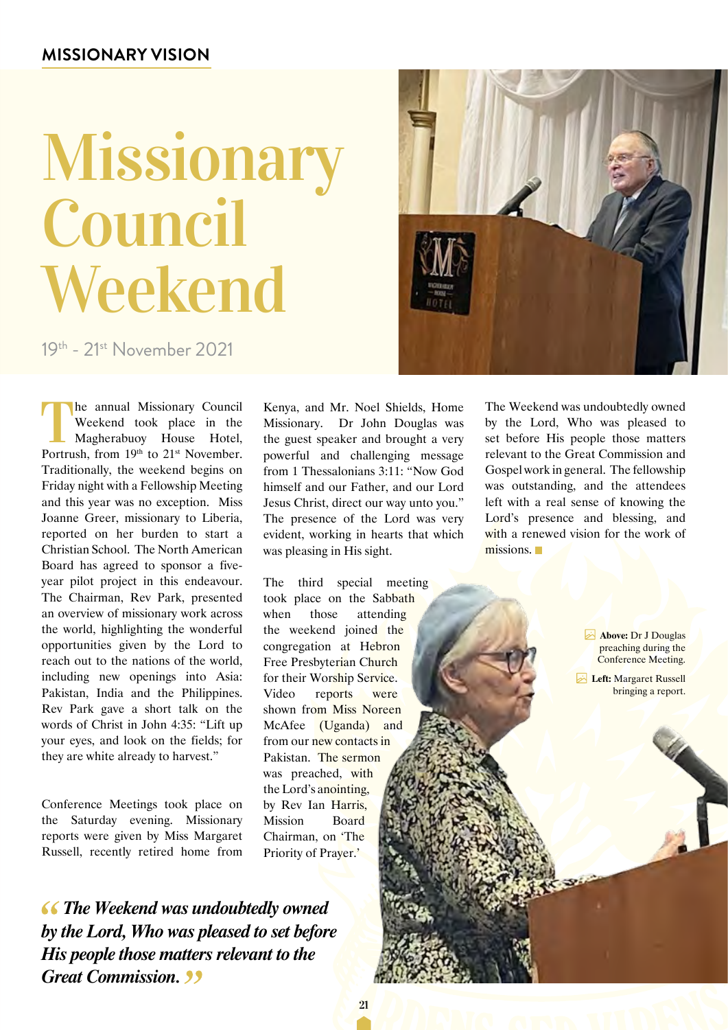MISSIONARY VISION

# Missionary Council Weekend

19th - 21st November 2021

The annual Missionary Council Weekend took place in the Magherabuoy House Hotel, Portrush, from 19th to 21st November. Traditionally, the weekend begins on Friday night with a Fellowship Meeting and this year was no exception. Miss Joanne Greer, missionary to Liberia, reported on her burden to start a Christian School. The North American Board has agreed to sponsor a five-year pilot project in this endeavour. The Chairman, Rev Park, presented an overview of missionary work across the world, highlighting the wonderful opportunities given by the Lord to reach out to the nations of the world, including new openings into Asia: Pakistan, India and the Philippines. Rev Park gave a short talk on the words of Christ in John 4:35: "Lift up your eyes, and look on the fields; for they are white already to harvest."

Conference Meetings took place on the Saturday evening. Missionary reports were given by Miss Margaret Russell, recently retired home from Kenya, and Mr. Noel Shields, Home Missionary. Dr John Douglas was the guest speaker and brought a very powerful and challenging message from 1 Thessalonians 3:11: "Now God himself and our Father, and our Lord Jesus Christ, direct our way unto you." The presence of the Lord was very evident, working in hearts that which was pleasing in His sight.

The third special meeting took place on the Sabbath when those attending the weekend joined the congregation at Hebron Free Presbyterian Church for their Worship Service. Video reports were shown from Miss Noreen McAfee (Uganda) and from our new contacts in Pakistan. The sermon was preached, with the Lord's anointing, by Rev Ian Harris, Mission Board Chairman, on 'The Priority of Prayer.'

The Weekend was undoubtedly owned by the Lord, Who was pleased to set before His people those matters relevant to the Great Commission and Gospel work in general. The fellowship was outstanding, and the attendees left with a real sense of knowing the Lord's presence and blessing, and with a renewed vision for the work of missions.

*"The Weekend was undoubtedly owned by the Lord, Who was pleased to set before His people those matters relevant to the Great Commission."*

**Above:** Dr J Douglas preaching during the Conference Meeting.

**Left:** Margaret Russell bringing a report.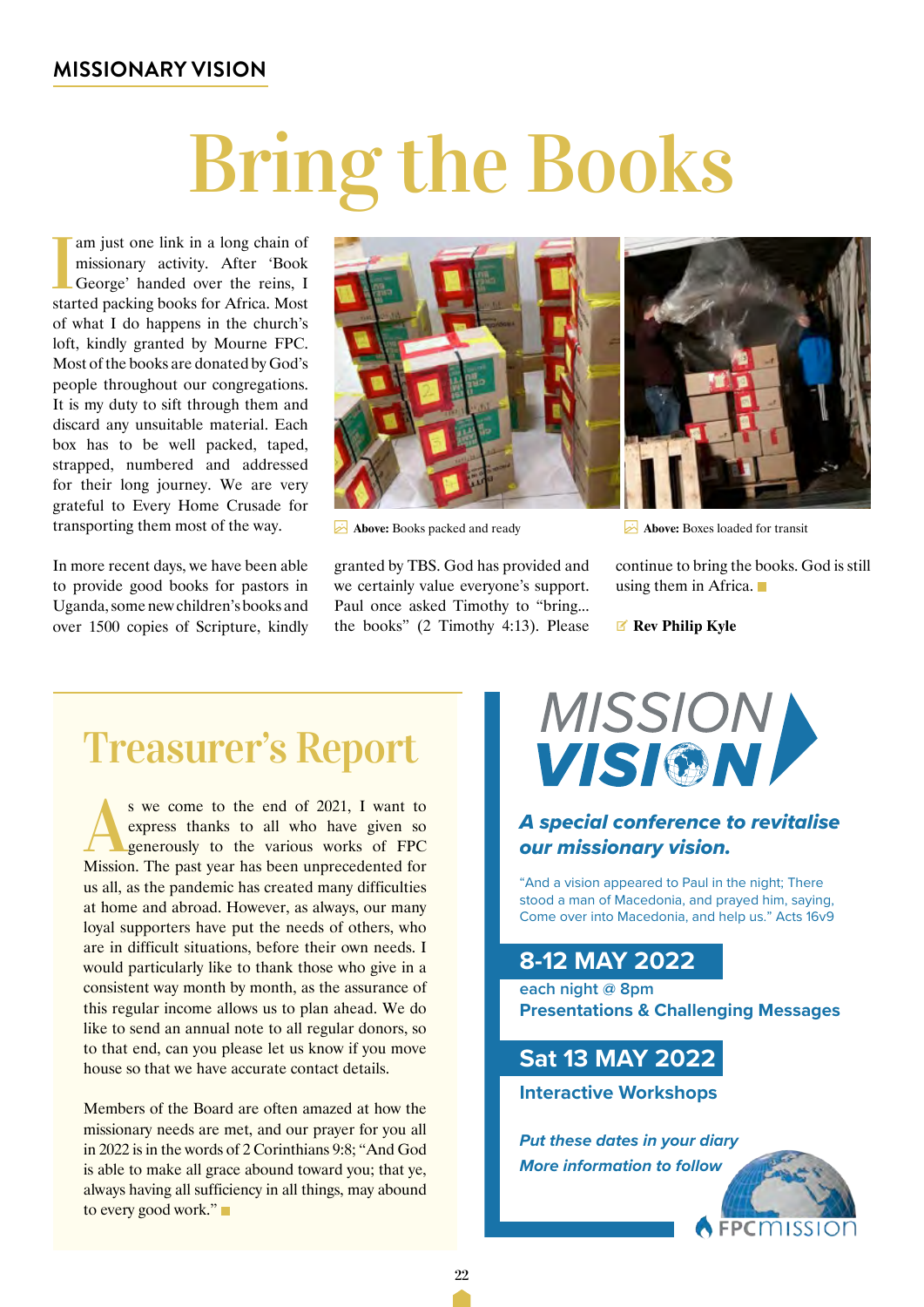MISSIONARY VISION

# Bring the Books

I am just one link in a long chain of missionary activity. After 'Book George' handed over the reins, I started packing books for Africa. Most of what I do happens in the church's loft, kindly granted by Mourne FPC. Most of the books are donated by God's people throughout our congregations. It is my duty to sift through them and discard any unsuitable material. Each box has to be well packed, taped, strapped, numbered and addressed for their long journey. We are very grateful to Every Home Crusade for transporting them most of the way.

**Above:** Books packed and ready

**Above:** Boxes loaded for transit

In more recent days, we have been able to provide good books for pastors in Uganda, some new children's books and over 1500 copies of Scripture, kindly granted by TBS. God has provided and we certainly value everyone's support. Paul once asked Timothy to "bring... the books" (2 Timothy 4:13). Please continue to bring the books. God is still using them in Africa.

**Rev Philip Kyle**

## Treasurer's Report

As we come to the end of 2021, I want to express thanks to all who have given so generously to the various works of FPC Mission. The past year has been unprecedented for us all, as the pandemic has created many difficulties at home and abroad. However, as always, our many loyal supporters have put the needs of others, who are in difficult situations, before their own needs. I would particularly like to thank those who give in a consistent way month by month, as the assurance of this regular income allows us to plan ahead. We do like to send an annual note to all regular donors, so to that end, can you please let us know if you move house so that we have accurate contact details.

Members of the Board are often amazed at how the missionary needs are met, and our prayer for you all in 2022 is in the words of 2 Corinthians 9:8; "And God is able to make all grace abound toward you; that ye, always having all sufficiency in all things, may abound to every good work."

## MISSION VISION

***A special conference to revitalise our missionary vision.***

"And a vision appeared to Paul in the night; There stood a man of Macedonia, and prayed him, saying, Come over into Macedonia, and help us." Acts 16v9

### 8-12 MAY 2022

each night @ 8pm
**Presentations & Challenging Messages**

### Sat 13 MAY 2022

**Interactive Workshops**

***Put these dates in your diary***
***More information to follow***

FPCMISSION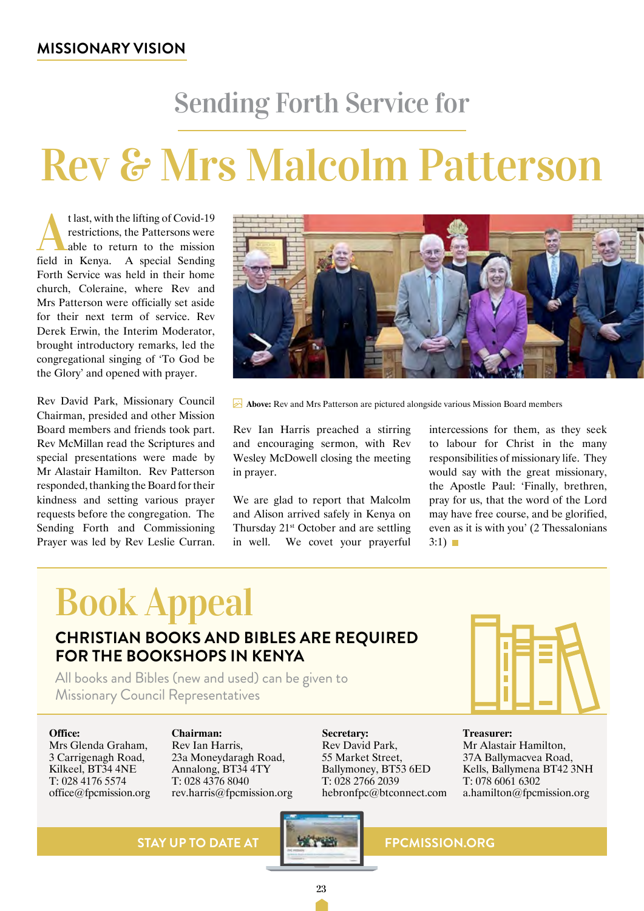MISSIONARY VISION

## Sending Forth Service for

# Rev & Mrs Malcolm Patterson

At last, with the lifting of Covid-19 restrictions, the Pattersons were able to return to the mission field in Kenya. A special Sending Forth Service was held in their home church, Coleraine, where Rev and Mrs Patterson were officially set aside for their next term of service. Rev Derek Erwin, the Interim Moderator, brought introductory remarks, led the congregational singing of 'To God be the Glory' and opened with prayer.

Rev David Park, Missionary Council Chairman, presided and other Mission Board members and friends took part. Rev McMillan read the Scriptures and special presentations were made by Mr Alastair Hamilton. Rev Patterson responded, thanking the Board for their kindness and setting various prayer requests before the congregation. The Sending Forth and Commissioning Prayer was led by Rev Leslie Curran.

**Above:** Rev and Mrs Patterson are pictured alongside various Mission Board members

Rev Ian Harris preached a stirring and encouraging sermon, with Rev Wesley McDowell closing the meeting in prayer.

We are glad to report that Malcolm and Alison arrived safely in Kenya on Thursday 21st October and are settling in well. We covet your prayerful intercessions for them, as they seek to labour for Christ in the many responsibilities of missionary life. They would say with the great missionary, the Apostle Paul: 'Finally, brethren, pray for us, that the word of the Lord may have free course, and be glorified, even as it is with you' (2 Thessalonians 3:1)

# Book Appeal

### CHRISTIAN BOOKS AND BIBLES ARE REQUIRED FOR THE BOOKSHOPS IN KENYA

All books and Bibles (new and used) can be given to Missionary Council Representatives

**Office:**
Mrs Glenda Graham,
3 Carrigenagh Road,
Kilkeel, BT34 4NE
T: 028 4176 5574
office@fpcmission.org

**Chairman:**
Rev Ian Harris,
23a Moneydaragh Road,
Annalong, BT34 4TY
T: 028 4376 8040
rev.harris@fpcmission.org

**Secretary:**
Rev David Park,
55 Market Street,
Ballymoney, BT53 6ED
T: 028 2766 2039
hebronfpc@btconnect.com

**Treasurer:**
Mr Alastair Hamilton,
37A Ballymacvea Road,
Kells, Ballymena BT42 3NH
T: 078 6061 6302
a.hamilton@fpcmission.org

STAY UP TO DATE AT FPCMISSION.ORG